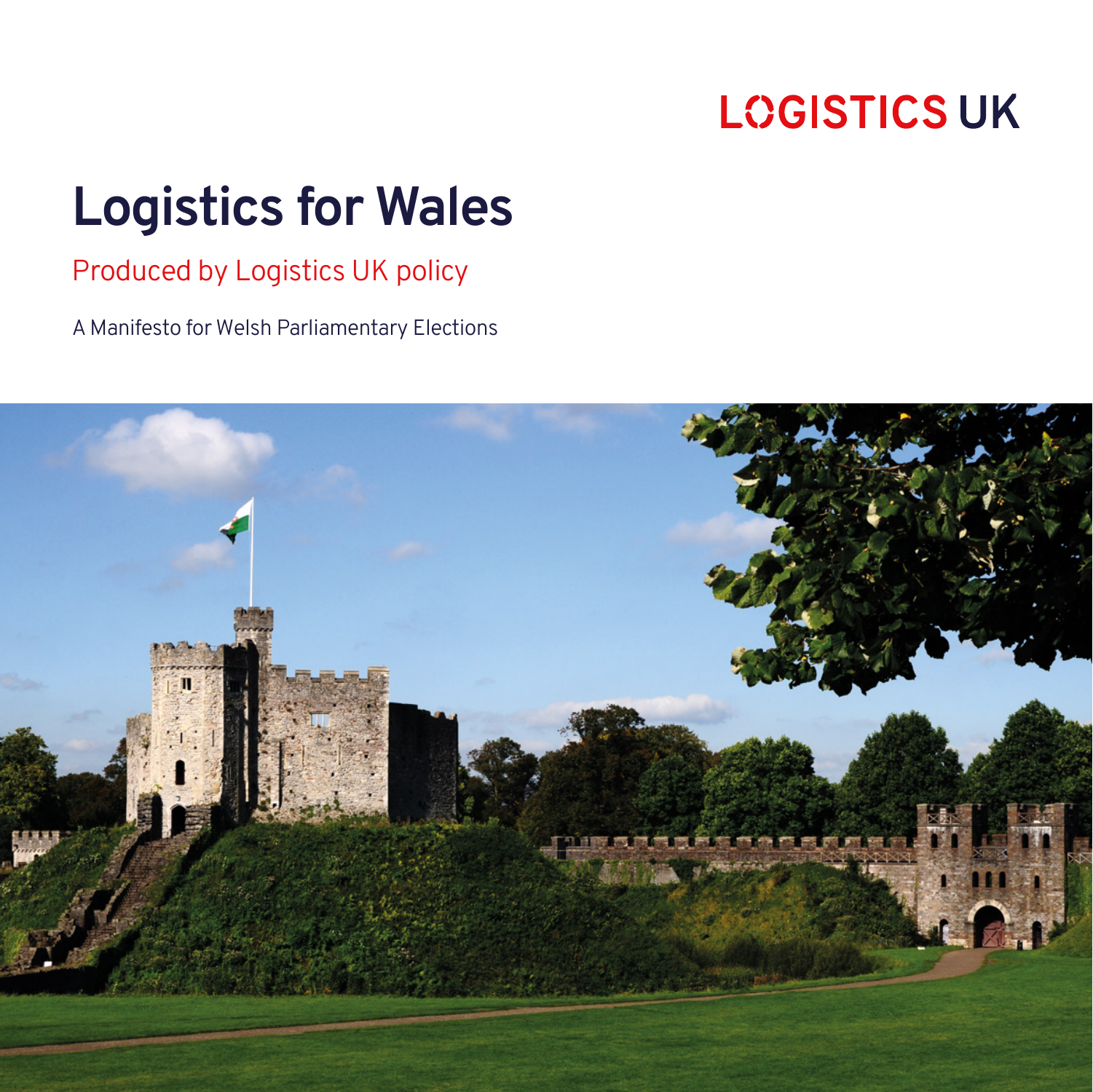LOGISTICS UK

# Logistics for Wales

## Produced by Logistics UK policy

A Manifesto for Welsh Parliamentary Elections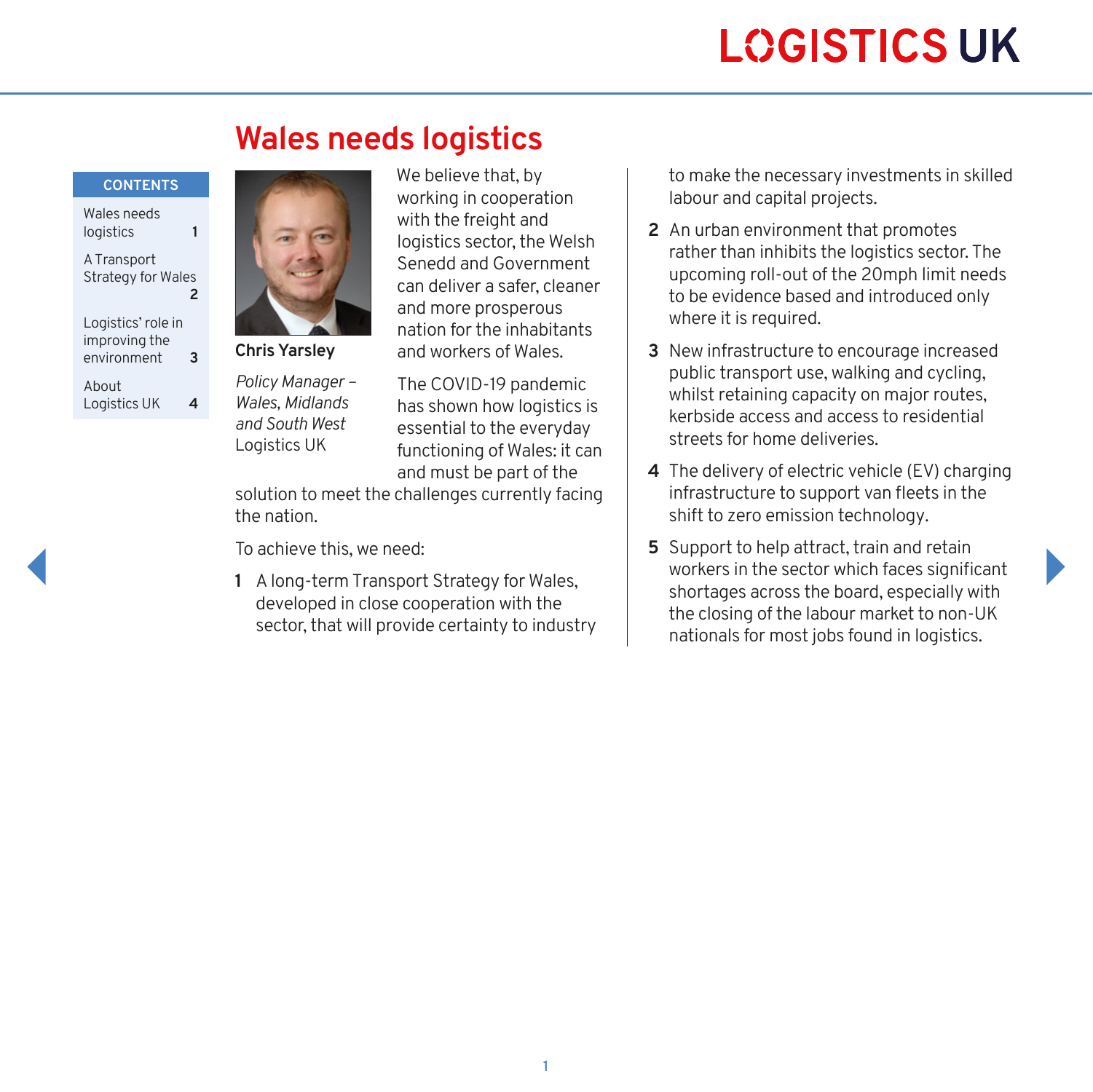# Wales needs logistics

**CONTENTS**

- Wales needs logistics 1
- A Transport Strategy for Wales 2
- Logistics' role in improving the environment 3
- About Logistics UK 4

**Chris Yarsley**

*Policy Manager – Wales, Midlands and South West*
Logistics UK

We believe that, by working in cooperation with the freight and logistics sector, the Welsh Senedd and Government can deliver a safer, cleaner and more prosperous nation for the inhabitants and workers of Wales.

The COVID-19 pandemic has shown how logistics is essential to the everyday functioning of Wales: it can and must be part of the solution to meet the challenges currently facing the nation.

To achieve this, we need:

1. A long-term Transport Strategy for Wales, developed in close cooperation with the sector, that will provide certainty to industry to make the necessary investments in skilled labour and capital projects.
2. An urban environment that promotes rather than inhibits the logistics sector. The upcoming roll-out of the 20mph limit needs to be evidence based and introduced only where it is required.
3. New infrastructure to encourage increased public transport use, walking and cycling, whilst retaining capacity on major routes, kerbside access and access to residential streets for home deliveries.
4. The delivery of electric vehicle (EV) charging infrastructure to support van fleets in the shift to zero emission technology.
5. Support to help attract, train and retain workers in the sector which faces significant shortages across the board, especially with the closing of the labour market to non-UK nationals for most jobs found in logistics.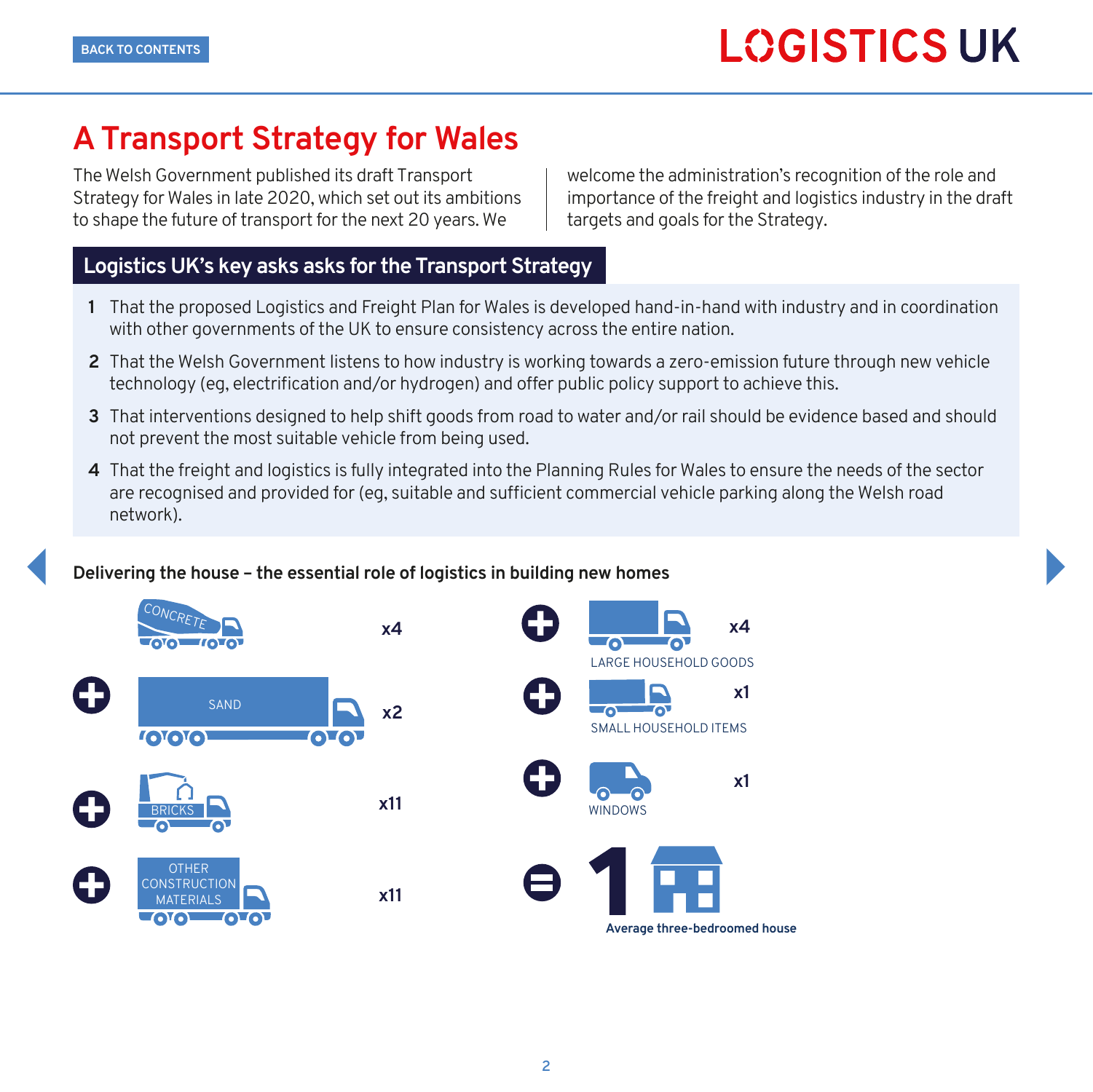# A Transport Strategy for Wales

The Welsh Government published its draft Transport Strategy for Wales in late 2020, which set out its ambitions to shape the future of transport for the next 20 years. We welcome the administration's recognition of the role and importance of the freight and logistics industry in the draft targets and goals for the Strategy.

## Logistics UK's key asks asks for the Transport Strategy

1. That the proposed Logistics and Freight Plan for Wales is developed hand-in-hand with industry and in coordination with other governments of the UK to ensure consistency across the entire nation.
2. That the Welsh Government listens to how industry is working towards a zero-emission future through new vehicle technology (eg, electrification and/or hydrogen) and offer public policy support to achieve this.
3. That interventions designed to help shift goods from road to water and/or rail should be evidence based and should not prevent the most suitable vehicle from being used.
4. That the freight and logistics is fully integrated into the Planning Rules for Wales to ensure the needs of the sector are recognised and provided for (eg, suitable and sufficient commercial vehicle parking along the Welsh road network).

**Delivering the house – the essential role of logistics in building new homes**

CONCRETE x4

\+ SAND x2

\+ BRICKS x11

\+ OTHER CONSTRUCTION MATERIALS x11

\+ LARGE HOUSEHOLD GOODS x4

\+ SMALL HOUSEHOLD ITEMS x1

\+ WINDOWS x1

= 1 Average three-bedroomed house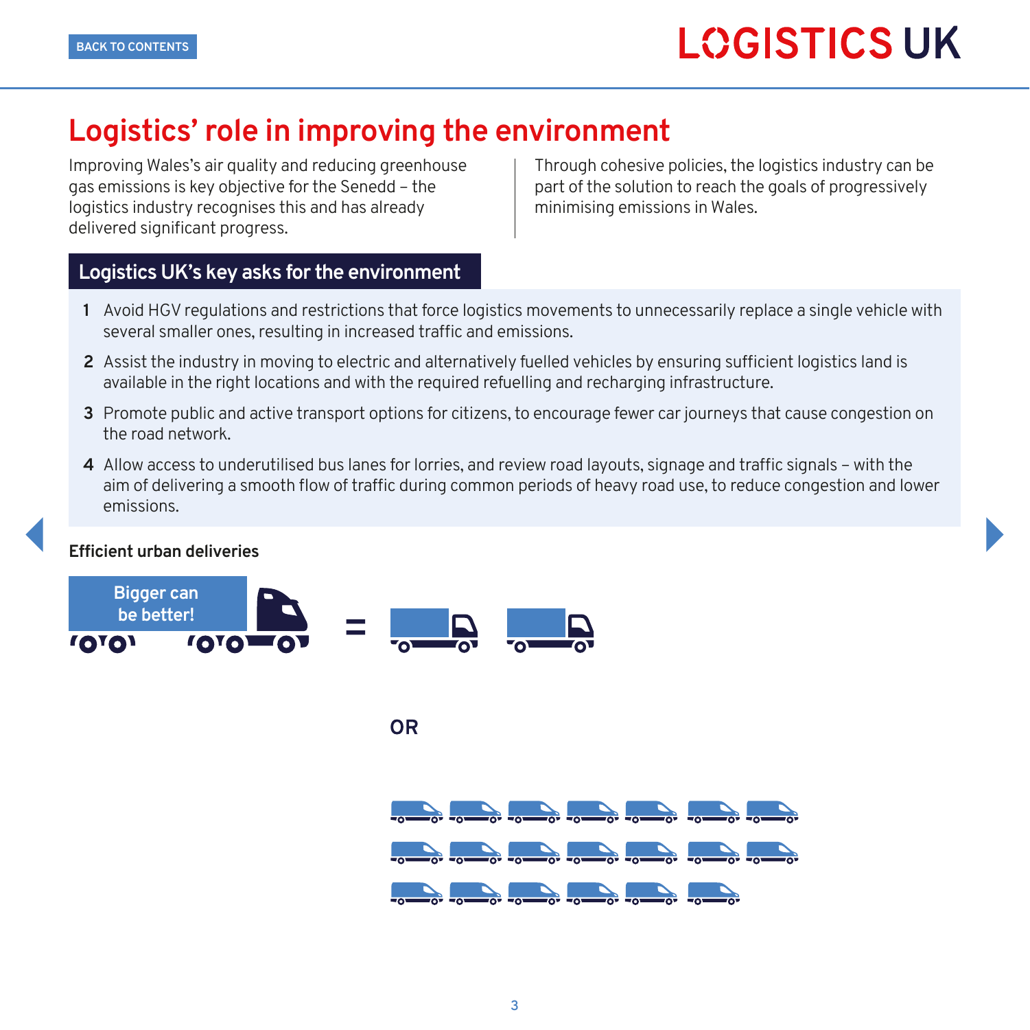# Logistics' role in improving the environment

Improving Wales's air quality and reducing greenhouse gas emissions is key objective for the Senedd – the logistics industry recognises this and has already delivered significant progress.

Through cohesive policies, the logistics industry can be part of the solution to reach the goals of progressively minimising emissions in Wales.

## Logistics UK's key asks for the environment

1. Avoid HGV regulations and restrictions that force logistics movements to unnecessarily replace a single vehicle with several smaller ones, resulting in increased traffic and emissions.
2. Assist the industry in moving to electric and alternatively fuelled vehicles by ensuring sufficient logistics land is available in the right locations and with the required refuelling and recharging infrastructure.
3. Promote public and active transport options for citizens, to encourage fewer car journeys that cause congestion on the road network.
4. Allow access to underutilised bus lanes for lorries, and review road layouts, signage and traffic signals – with the aim of delivering a smooth flow of traffic during common periods of heavy road use, to reduce congestion and lower emissions.

**Efficient urban deliveries**

Bigger can be better!

=

OR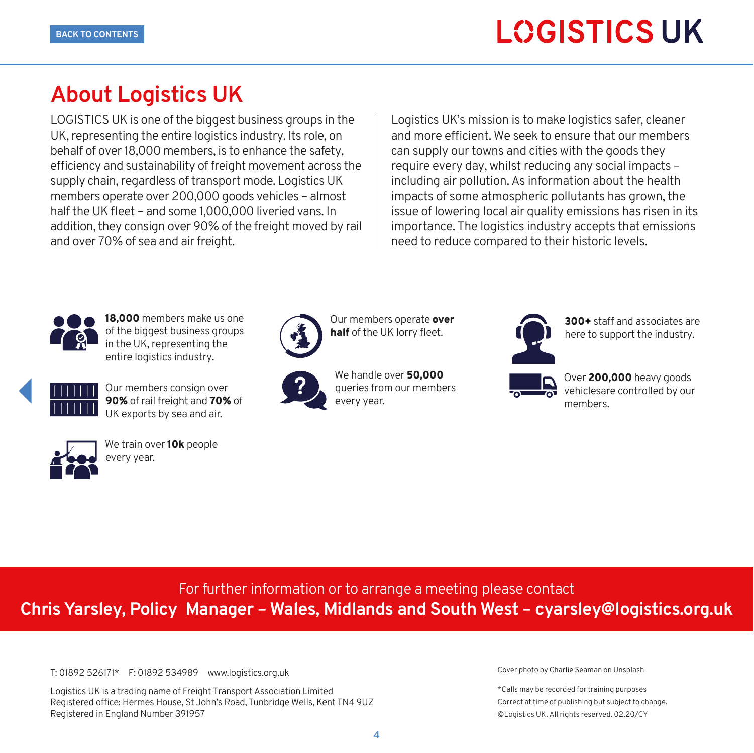BACK TO CONTENTS

# About Logistics UK

LOGISTICS UK is one of the biggest business groups in the UK, representing the entire logistics industry. Its role, on behalf of over 18,000 members, is to enhance the safety, efficiency and sustainability of freight movement across the supply chain, regardless of transport mode. Logistics UK members operate over 200,000 goods vehicles – almost half the UK fleet – and some 1,000,000 liveried vans. In addition, they consign over 90% of the freight moved by rail and over 70% of sea and air freight.

Logistics UK's mission is to make logistics safer, cleaner and more efficient. We seek to ensure that our members can supply our towns and cities with the goods they require every day, whilst reducing any social impacts – including air pollution. As information about the health impacts of some atmospheric pollutants has grown, the issue of lowering local air quality emissions has risen in its importance. The logistics industry accepts that emissions need to reduce compared to their historic levels.

**18,000** members make us one of the biggest business groups in the UK, representing the entire logistics industry.

Our members consign over **90%** of rail freight and **70%** of UK exports by sea and air.

We train over **10k** people every year.

Our members operate **over half** of the UK lorry fleet.

We handle over **50,000** queries from our members every year.

**300+** staff and associates are here to support the industry.

Over **200,000** heavy goods vehiclesare controlled by our members.

For further information or to arrange a meeting please contact
**Chris Yarsley, Policy Manager – Wales, Midlands and South West – cyarsley@logistics.org.uk**

T: 01892 526171* F: 01892 534989 www.logistics.org.uk

Logistics UK is a trading name of Freight Transport Association Limited
Registered office: Hermes House, St John's Road, Tunbridge Wells, Kent TN4 9UZ
Registered in England Number 391957

Cover photo by Charlie Seaman on Unsplash

*Calls may be recorded for training purposes
Correct at time of publishing but subject to change.
©Logistics UK. All rights reserved. 02.20/CY